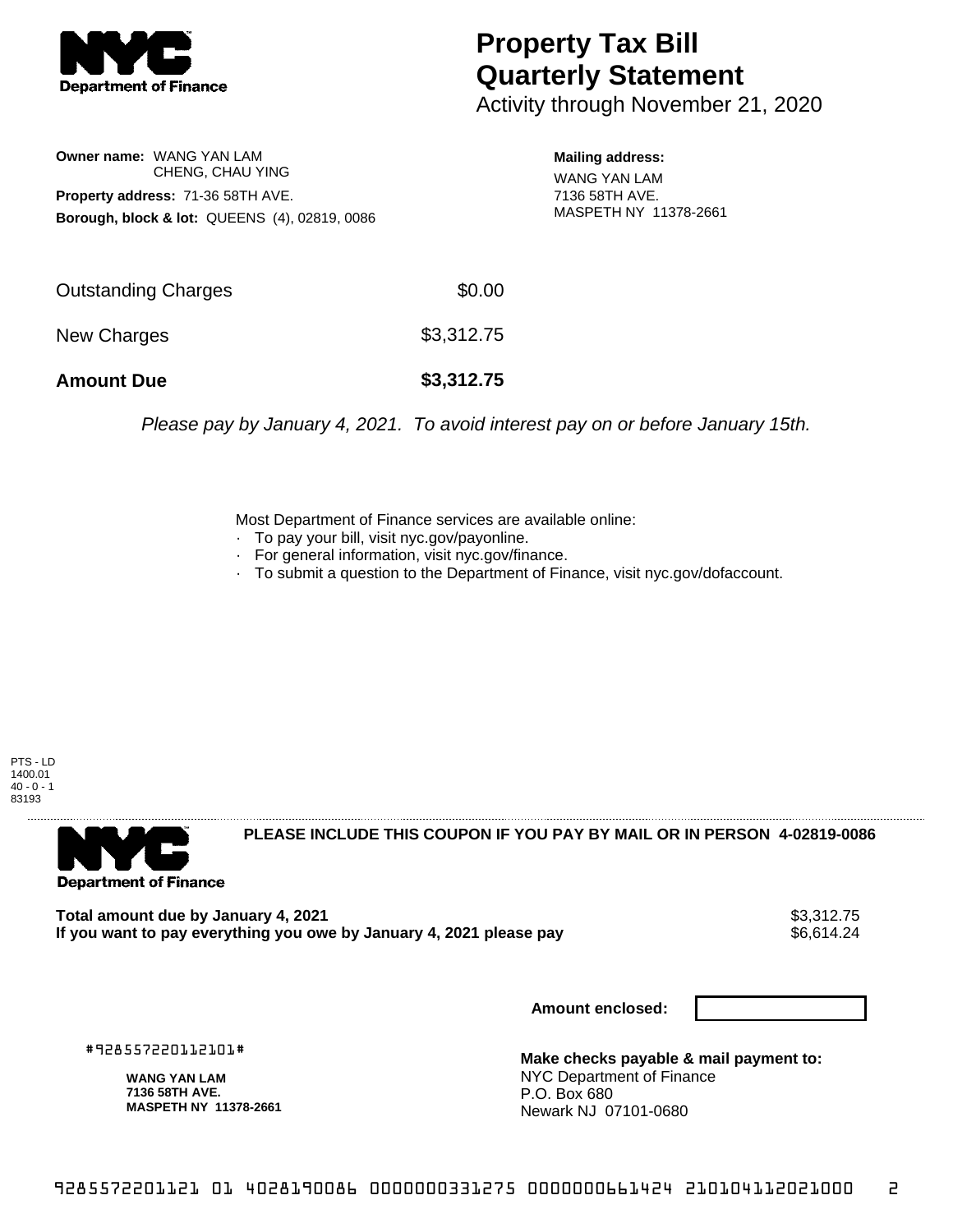# Property Tax Bill Quarterly Statement

Activity through November 21, 2020

**Owner name:** WANG YAN LAM
CHENG, CHAU YING

**Property address:** 71-36 58TH AVE.

**Borough, block & lot:** QUEENS (4), 02819, 0086

**Mailing address:**
WANG YAN LAM
7136 58TH AVE.
MASPETH NY 11378-2661

| | |
|---|---|
| Outstanding Charges | $0.00 |
| New Charges | $3,312.75 |
| **Amount Due** | **$3,312.75** |

*Please pay by January 4, 2021. To avoid interest pay on or before January 15th.*

Most Department of Finance services are available online:

- To pay your bill, visit nyc.gov/payonline.
- For general information, visit nyc.gov/finance.
- To submit a question to the Department of Finance, visit nyc.gov/dofaccount.

PTS - LD
1400.01
40 - 0 - 1
83193

**PLEASE INCLUDE THIS COUPON IF YOU PAY BY MAIL OR IN PERSON 4-02819-0086**

| | |
|---|---|
| **Total amount due by January 4, 2021** | $3,312.75 |
| **If you want to pay everything you owe by January 4, 2021 please pay** | $6,614.24 |

**Amount enclosed:**

#928557220112101#

**WANG YAN LAM**
**7136 58TH AVE.**
**MASPETH NY 11378-2661**

**Make checks payable & mail payment to:**
NYC Department of Finance
P.O. Box 680
Newark NJ 07101-0680

9285572201121 01 4028190086 0000000331275 0000000661424 210104112021000 2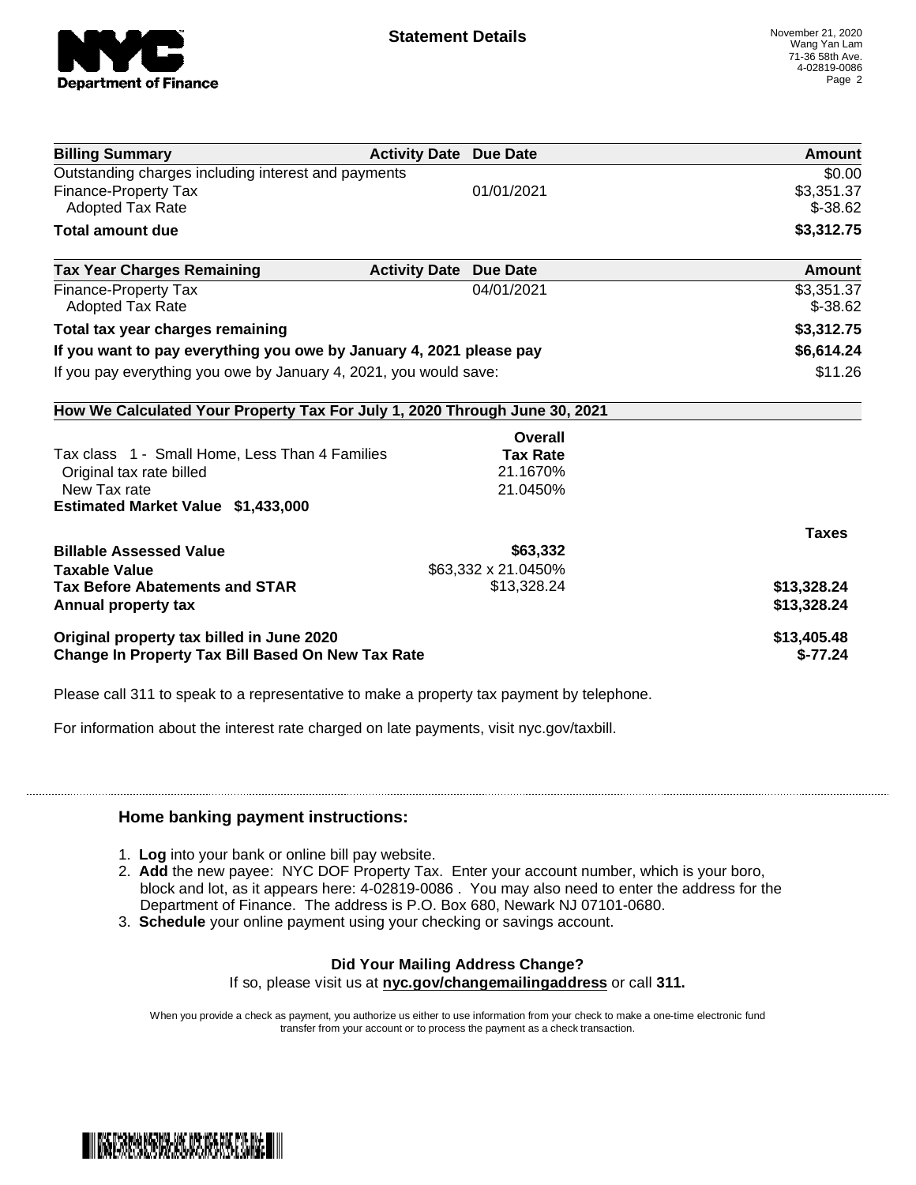# Statement Details

November 21, 2020
Wang Yan Lam
71-36 58th Ave.
4-02819-0086

| Billing Summary | Activity Date | Due Date | Amount |
| --- | --- | --- | --- |
| Outstanding charges including interest and payments | | | $0.00 |
| Finance-Property Tax | | 01/01/2021 | $3,351.37 |
| Adopted Tax Rate | | | $-38.62 |
| **Total amount due** | | | **$3,312.75** |

| Tax Year Charges Remaining | Activity Date | Due Date | Amount |
| --- | --- | --- | --- |
| Finance-Property Tax | | 04/01/2021 | $3,351.37 |
| Adopted Tax Rate | | | $-38.62 |
| **Total tax year charges remaining** | | | **$3,312.75** |
| **If you want to pay everything you owe by January 4, 2021 please pay** | | | **$6,614.24** |
| If you pay everything you owe by January 4, 2021, you would save: | | | $11.26 |

**How We Calculated Your Property Tax For July 1, 2020 Through June 30, 2021**

| | Overall Tax Rate | |
| --- | --- | --- |
| Tax class 1 - Small Home, Less Than 4 Families | | |
| Original tax rate billed | 21.1670% | |
| New Tax rate | 21.0450% | |
| **Estimated Market Value $1,433,000** | | |
| | | **Taxes** |
| **Billable Assessed Value** | **$63,332** | |
| **Taxable Value** | $63,332 x 21.0450% | |
| **Tax Before Abatements and STAR** | $13,328.24 | **$13,328.24** |
| **Annual property tax** | | **$13,328.24** |
| **Original property tax billed in June 2020** | | **$13,405.48** |
| **Change In Property Tax Bill Based On New Tax Rate** | | **$-77.24** |

Please call 311 to speak to a representative to make a property tax payment by telephone.

For information about the interest rate charged on late payments, visit nyc.gov/taxbill.

## Home banking payment instructions:

1. **Log** into your bank or online bill pay website.
2. **Add** the new payee: NYC DOF Property Tax. Enter your account number, which is your boro, block and lot, as it appears here: 4-02819-0086 . You may also need to enter the address for the Department of Finance. The address is P.O. Box 680, Newark NJ 07101-0680.
3. **Schedule** your online payment using your checking or savings account.

**Did Your Mailing Address Change?**
If so, please visit us at **nyc.gov/changemailingaddress** or call **311.**

When you provide a check as payment, you authorize us either to use information from your check to make a one-time electronic fund transfer from your account or to process the payment as a check transaction.